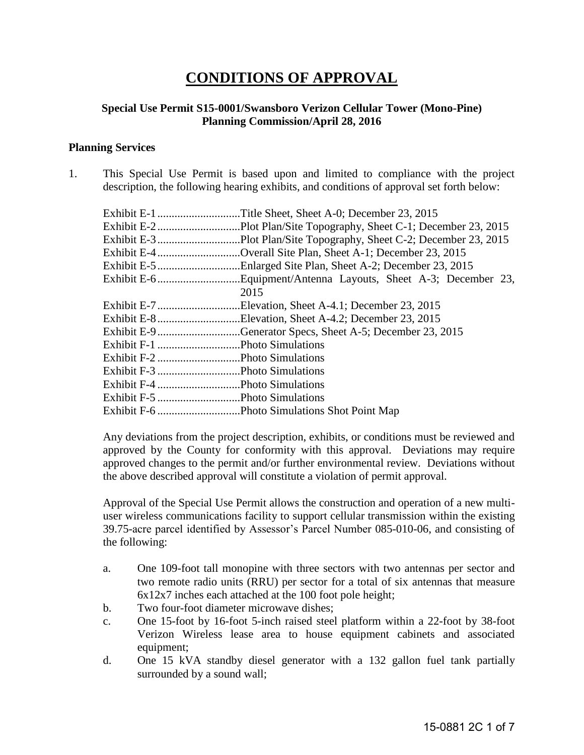# CONDITIONS OF APPROVAL

**Special Use Permit S15-0001/Swansboro Verizon Cellular Tower (Mono-Pine)**
**Planning Commission/April 28, 2016**

## Planning Services

1. This Special Use Permit is based upon and limited to compliance with the project description, the following hearing exhibits, and conditions of approval set forth below:

   Exhibit E-1 ............................Title Sheet, Sheet A-0; December 23, 2015
   Exhibit E-2 ............................Plot Plan/Site Topography, Sheet C-1; December 23, 2015
   Exhibit E-3 ............................Plot Plan/Site Topography, Sheet C-2; December 23, 2015
   Exhibit E-4 ............................Overall Site Plan, Sheet A-1; December 23, 2015
   Exhibit E-5 ............................Enlarged Site Plan, Sheet A-2; December 23, 2015
   Exhibit E-6 ............................Equipment/Antenna Layouts, Sheet A-3; December 23, 2015
   Exhibit E-7 ............................Elevation, Sheet A-4.1; December 23, 2015
   Exhibit E-8 ............................Elevation, Sheet A-4.2; December 23, 2015
   Exhibit E-9 ............................Generator Specs, Sheet A-5; December 23, 2015
   Exhibit F-1 ............................Photo Simulations
   Exhibit F-2 ............................Photo Simulations
   Exhibit F-3 ............................Photo Simulations
   Exhibit F-4 ............................Photo Simulations
   Exhibit F-5 ............................Photo Simulations
   Exhibit F-6 ............................Photo Simulations Shot Point Map

   Any deviations from the project description, exhibits, or conditions must be reviewed and approved by the County for conformity with this approval. Deviations may require approved changes to the permit and/or further environmental review. Deviations without the above described approval will constitute a violation of permit approval.

   Approval of the Special Use Permit allows the construction and operation of a new multi-user wireless communications facility to support cellular transmission within the existing 39.75-acre parcel identified by Assessor's Parcel Number 085-010-06, and consisting of the following:

   a. One 109-foot tall monopine with three sectors with two antennas per sector and two remote radio units (RRU) per sector for a total of six antennas that measure 6x12x7 inches each attached at the 100 foot pole height;
   b. Two four-foot diameter microwave dishes;
   c. One 15-foot by 16-foot 5-inch raised steel platform within a 22-foot by 38-foot Verizon Wireless lease area to house equipment cabinets and associated equipment;
   d. One 15 kVA standby diesel generator with a 132 gallon fuel tank partially surrounded by a sound wall;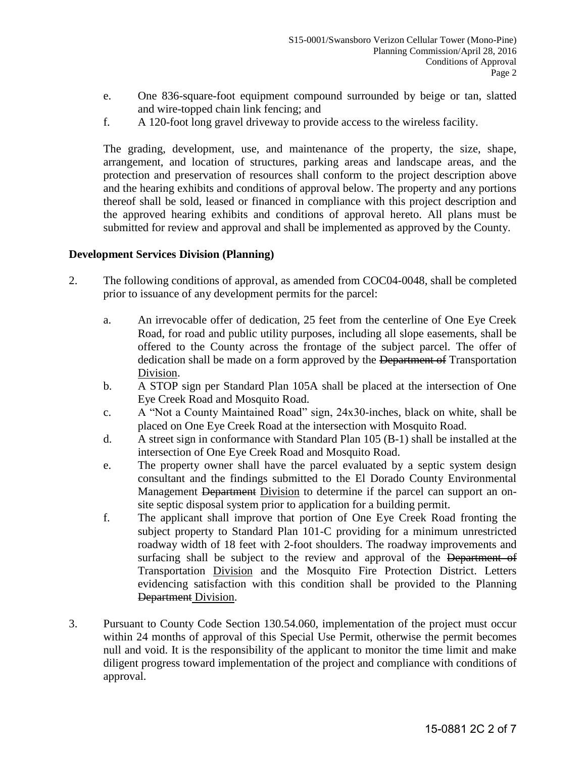e. One 836-square-foot equipment compound surrounded by beige or tan, slatted and wire-topped chain link fencing; and
f. A 120-foot long gravel driveway to provide access to the wireless facility.

The grading, development, use, and maintenance of the property, the size, shape, arrangement, and location of structures, parking areas and landscape areas, and the protection and preservation of resources shall conform to the project description above and the hearing exhibits and conditions of approval below. The property and any portions thereof shall be sold, leased or financed in compliance with this project description and the approved hearing exhibits and conditions of approval hereto. All plans must be submitted for review and approval and shall be implemented as approved by the County.

**Development Services Division (Planning)**

2. The following conditions of approval, as amended from COC04-0048, shall be completed prior to issuance of any development permits for the parcel:

   a. An irrevocable offer of dedication, 25 feet from the centerline of One Eye Creek Road, for road and public utility purposes, including all slope easements, shall be offered to the County across the frontage of the subject parcel. The offer of dedication shall be made on a form approved by the ~~Department of~~ Transportation <u>Division</u>.
   b. A STOP sign per Standard Plan 105A shall be placed at the intersection of One Eye Creek Road and Mosquito Road.
   c. A "Not a County Maintained Road" sign, 24x30-inches, black on white, shall be placed on One Eye Creek Road at the intersection with Mosquito Road.
   d. A street sign in conformance with Standard Plan 105 (B-1) shall be installed at the intersection of One Eye Creek Road and Mosquito Road.
   e. The property owner shall have the parcel evaluated by a septic system design consultant and the findings submitted to the El Dorado County Environmental Management ~~Department~~ <u>Division</u> to determine if the parcel can support an on-site septic disposal system prior to application for a building permit.
   f. The applicant shall improve that portion of One Eye Creek Road fronting the subject property to Standard Plan 101-C providing for a minimum unrestricted roadway width of 18 feet with 2-foot shoulders. The roadway improvements and surfacing shall be subject to the review and approval of the ~~Department of~~ Transportation <u>Division</u> and the Mosquito Fire Protection District. Letters evidencing satisfaction with this condition shall be provided to the Planning ~~Department~~ <u>Division</u>.

3. Pursuant to County Code Section 130.54.060, implementation of the project must occur within 24 months of approval of this Special Use Permit, otherwise the permit becomes null and void. It is the responsibility of the applicant to monitor the time limit and make diligent progress toward implementation of the project and compliance with conditions of approval.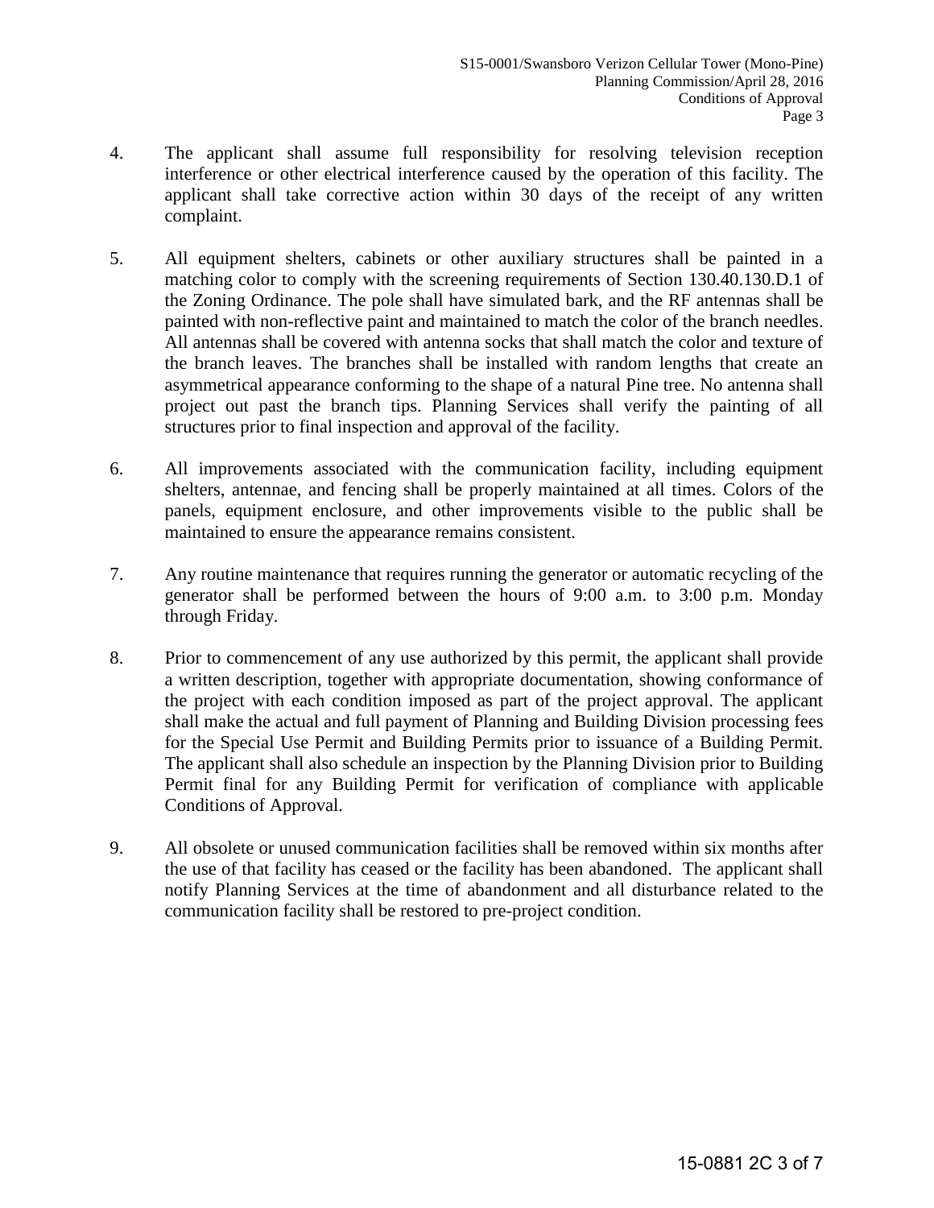4. The applicant shall assume full responsibility for resolving television reception interference or other electrical interference caused by the operation of this facility. The applicant shall take corrective action within 30 days of the receipt of any written complaint.

5. All equipment shelters, cabinets or other auxiliary structures shall be painted in a matching color to comply with the screening requirements of Section 130.40.130.D.1 of the Zoning Ordinance. The pole shall have simulated bark, and the RF antennas shall be painted with non-reflective paint and maintained to match the color of the branch needles. All antennas shall be covered with antenna socks that shall match the color and texture of the branch leaves. The branches shall be installed with random lengths that create an asymmetrical appearance conforming to the shape of a natural Pine tree. No antenna shall project out past the branch tips. Planning Services shall verify the painting of all structures prior to final inspection and approval of the facility.

6. All improvements associated with the communication facility, including equipment shelters, antennae, and fencing shall be properly maintained at all times. Colors of the panels, equipment enclosure, and other improvements visible to the public shall be maintained to ensure the appearance remains consistent.

7. Any routine maintenance that requires running the generator or automatic recycling of the generator shall be performed between the hours of 9:00 a.m. to 3:00 p.m. Monday through Friday.

8. Prior to commencement of any use authorized by this permit, the applicant shall provide a written description, together with appropriate documentation, showing conformance of the project with each condition imposed as part of the project approval. The applicant shall make the actual and full payment of Planning and Building Division processing fees for the Special Use Permit and Building Permits prior to issuance of a Building Permit. The applicant shall also schedule an inspection by the Planning Division prior to Building Permit final for any Building Permit for verification of compliance with applicable Conditions of Approval.

9. All obsolete or unused communication facilities shall be removed within six months after the use of that facility has ceased or the facility has been abandoned. The applicant shall notify Planning Services at the time of abandonment and all disturbance related to the communication facility shall be restored to pre-project condition.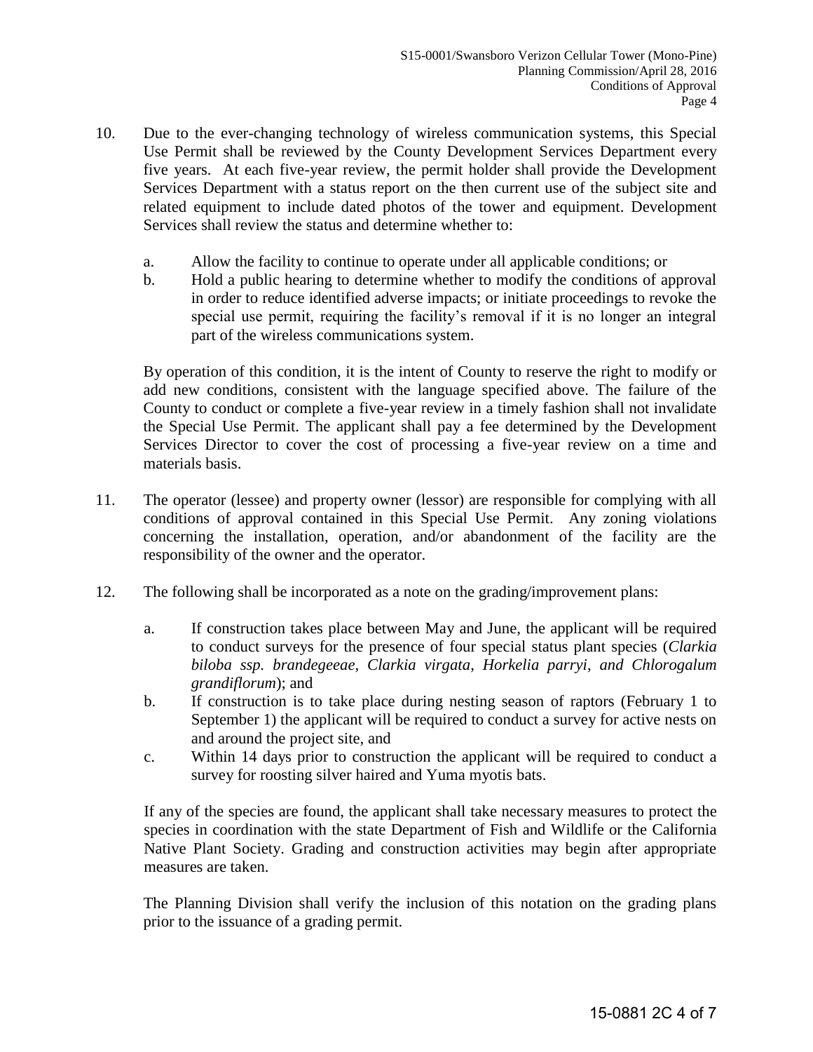10. Due to the ever-changing technology of wireless communication systems, this Special Use Permit shall be reviewed by the County Development Services Department every five years. At each five-year review, the permit holder shall provide the Development Services Department with a status report on the then current use of the subject site and related equipment to include dated photos of the tower and equipment. Development Services shall review the status and determine whether to:

    a. Allow the facility to continue to operate under all applicable conditions; or
    b. Hold a public hearing to determine whether to modify the conditions of approval in order to reduce identified adverse impacts; or initiate proceedings to revoke the special use permit, requiring the facility's removal if it is no longer an integral part of the wireless communications system.

    By operation of this condition, it is the intent of County to reserve the right to modify or add new conditions, consistent with the language specified above. The failure of the County to conduct or complete a five-year review in a timely fashion shall not invalidate the Special Use Permit. The applicant shall pay a fee determined by the Development Services Director to cover the cost of processing a five-year review on a time and materials basis.

11. The operator (lessee) and property owner (lessor) are responsible for complying with all conditions of approval contained in this Special Use Permit. Any zoning violations concerning the installation, operation, and/or abandonment of the facility are the responsibility of the owner and the operator.

12. The following shall be incorporated as a note on the grading/improvement plans:

    a. If construction takes place between May and June, the applicant will be required to conduct surveys for the presence of four special status plant species (*Clarkia biloba ssp. brandegeeae, Clarkia virgata, Horkelia parryi, and Chlorogalum grandiflorum*); and
    b. If construction is to take place during nesting season of raptors (February 1 to September 1) the applicant will be required to conduct a survey for active nests on and around the project site, and
    c. Within 14 days prior to construction the applicant will be required to conduct a survey for roosting silver haired and Yuma myotis bats.

    If any of the species are found, the applicant shall take necessary measures to protect the species in coordination with the state Department of Fish and Wildlife or the California Native Plant Society. Grading and construction activities may begin after appropriate measures are taken.

    The Planning Division shall verify the inclusion of this notation on the grading plans prior to the issuance of a grading permit.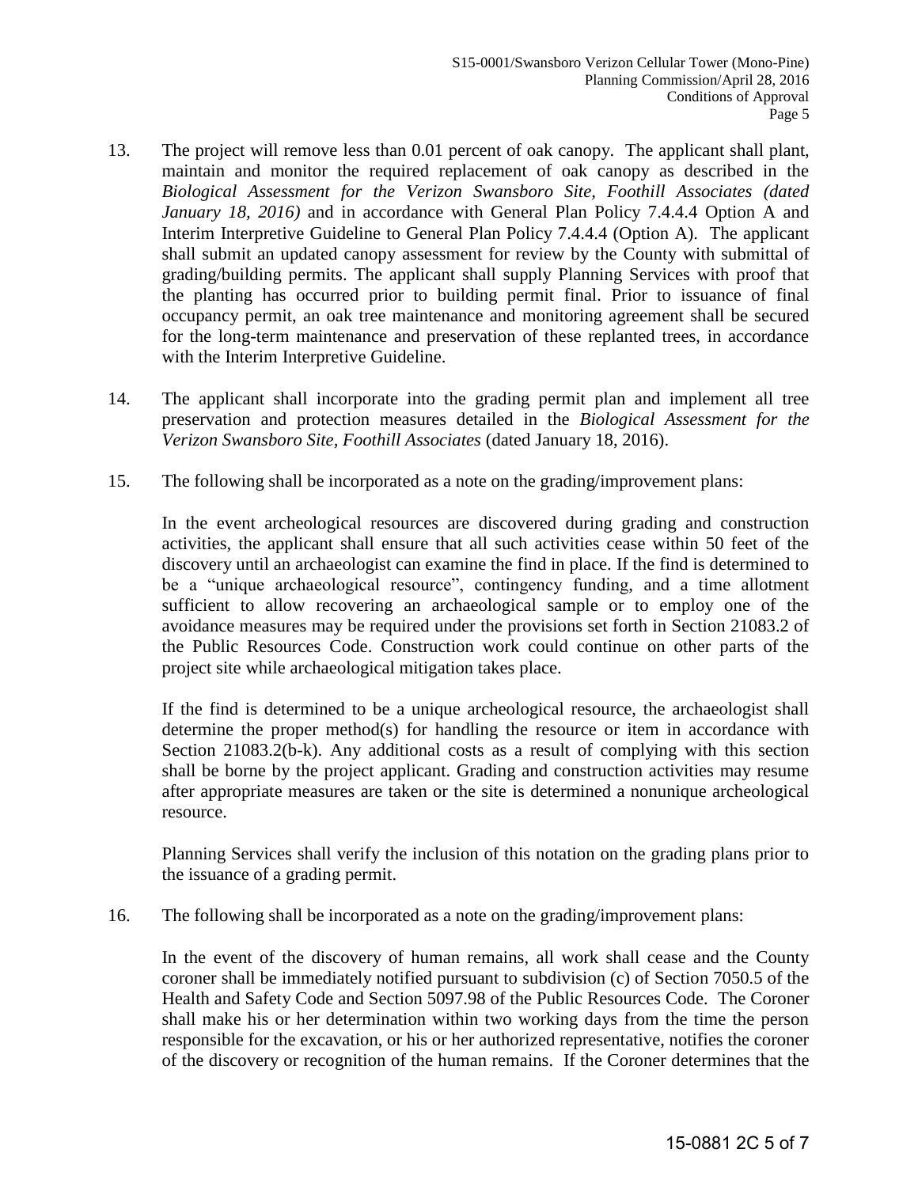13. The project will remove less than 0.01 percent of oak canopy. The applicant shall plant, maintain and monitor the required replacement of oak canopy as described in the *Biological Assessment for the Verizon Swansboro Site, Foothill Associates (dated January 18, 2016)* and in accordance with General Plan Policy 7.4.4.4 Option A and Interim Interpretive Guideline to General Plan Policy 7.4.4.4 (Option A). The applicant shall submit an updated canopy assessment for review by the County with submittal of grading/building permits. The applicant shall supply Planning Services with proof that the planting has occurred prior to building permit final. Prior to issuance of final occupancy permit, an oak tree maintenance and monitoring agreement shall be secured for the long-term maintenance and preservation of these replanted trees, in accordance with the Interim Interpretive Guideline.

14. The applicant shall incorporate into the grading permit plan and implement all tree preservation and protection measures detailed in the *Biological Assessment for the Verizon Swansboro Site, Foothill Associates* (dated January 18, 2016).

15. The following shall be incorporated as a note on the grading/improvement plans:

    In the event archeological resources are discovered during grading and construction activities, the applicant shall ensure that all such activities cease within 50 feet of the discovery until an archaeologist can examine the find in place. If the find is determined to be a "unique archaeological resource", contingency funding, and a time allotment sufficient to allow recovering an archaeological sample or to employ one of the avoidance measures may be required under the provisions set forth in Section 21083.2 of the Public Resources Code. Construction work could continue on other parts of the project site while archaeological mitigation takes place.

    If the find is determined to be a unique archeological resource, the archaeologist shall determine the proper method(s) for handling the resource or item in accordance with Section 21083.2(b-k). Any additional costs as a result of complying with this section shall be borne by the project applicant. Grading and construction activities may resume after appropriate measures are taken or the site is determined a nonunique archeological resource.

    Planning Services shall verify the inclusion of this notation on the grading plans prior to the issuance of a grading permit.

16. The following shall be incorporated as a note on the grading/improvement plans:

    In the event of the discovery of human remains, all work shall cease and the County coroner shall be immediately notified pursuant to subdivision (c) of Section 7050.5 of the Health and Safety Code and Section 5097.98 of the Public Resources Code. The Coroner shall make his or her determination within two working days from the time the person responsible for the excavation, or his or her authorized representative, notifies the coroner of the discovery or recognition of the human remains. If the Coroner determines that the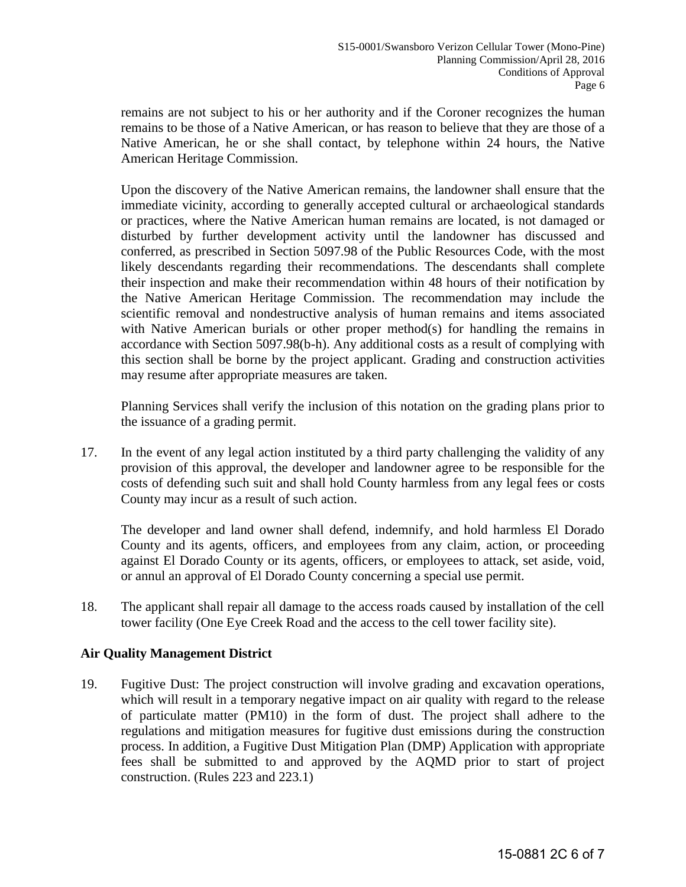remains are not subject to his or her authority and if the Coroner recognizes the human remains to be those of a Native American, or has reason to believe that they are those of a Native American, he or she shall contact, by telephone within 24 hours, the Native American Heritage Commission.

Upon the discovery of the Native American remains, the landowner shall ensure that the immediate vicinity, according to generally accepted cultural or archaeological standards or practices, where the Native American human remains are located, is not damaged or disturbed by further development activity until the landowner has discussed and conferred, as prescribed in Section 5097.98 of the Public Resources Code, with the most likely descendants regarding their recommendations. The descendants shall complete their inspection and make their recommendation within 48 hours of their notification by the Native American Heritage Commission. The recommendation may include the scientific removal and nondestructive analysis of human remains and items associated with Native American burials or other proper method(s) for handling the remains in accordance with Section 5097.98(b-h). Any additional costs as a result of complying with this section shall be borne by the project applicant. Grading and construction activities may resume after appropriate measures are taken.

Planning Services shall verify the inclusion of this notation on the grading plans prior to the issuance of a grading permit.

17. In the event of any legal action instituted by a third party challenging the validity of any provision of this approval, the developer and landowner agree to be responsible for the costs of defending such suit and shall hold County harmless from any legal fees or costs County may incur as a result of such action.

    The developer and land owner shall defend, indemnify, and hold harmless El Dorado County and its agents, officers, and employees from any claim, action, or proceeding against El Dorado County or its agents, officers, or employees to attack, set aside, void, or annul an approval of El Dorado County concerning a special use permit.

18. The applicant shall repair all damage to the access roads caused by installation of the cell tower facility (One Eye Creek Road and the access to the cell tower facility site).

**Air Quality Management District**

19. Fugitive Dust: The project construction will involve grading and excavation operations, which will result in a temporary negative impact on air quality with regard to the release of particulate matter (PM10) in the form of dust. The project shall adhere to the regulations and mitigation measures for fugitive dust emissions during the construction process. In addition, a Fugitive Dust Mitigation Plan (DMP) Application with appropriate fees shall be submitted to and approved by the AQMD prior to start of project construction. (Rules 223 and 223.1)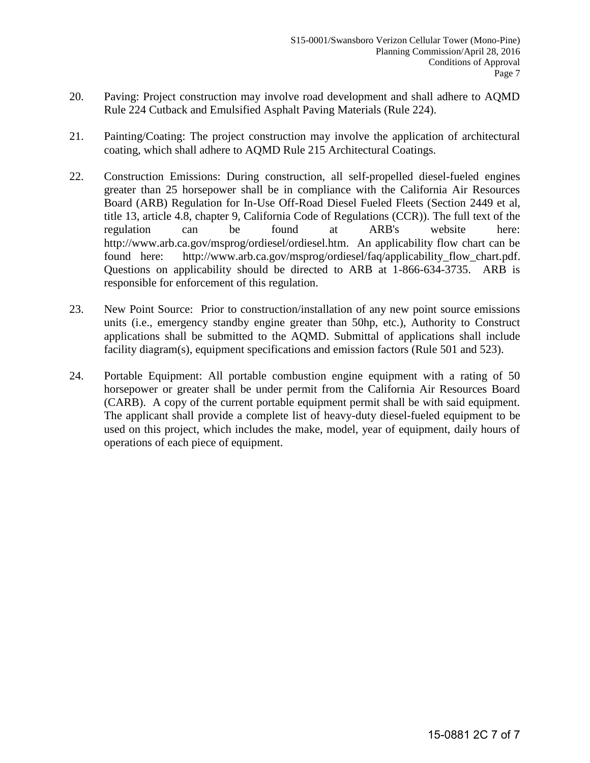20. Paving: Project construction may involve road development and shall adhere to AQMD Rule 224 Cutback and Emulsified Asphalt Paving Materials (Rule 224).

21. Painting/Coating: The project construction may involve the application of architectural coating, which shall adhere to AQMD Rule 215 Architectural Coatings.

22. Construction Emissions: During construction, all self-propelled diesel-fueled engines greater than 25 horsepower shall be in compliance with the California Air Resources Board (ARB) Regulation for In-Use Off-Road Diesel Fueled Fleets (Section 2449 et al, title 13, article 4.8, chapter 9, California Code of Regulations (CCR)). The full text of the regulation can be found at ARB's website here: http://www.arb.ca.gov/msprog/ordiesel/ordiesel.htm. An applicability flow chart can be found here: http://www.arb.ca.gov/msprog/ordiesel/faq/applicability_flow_chart.pdf. Questions on applicability should be directed to ARB at 1-866-634-3735. ARB is responsible for enforcement of this regulation.

23. New Point Source: Prior to construction/installation of any new point source emissions units (i.e., emergency standby engine greater than 50hp, etc.), Authority to Construct applications shall be submitted to the AQMD. Submittal of applications shall include facility diagram(s), equipment specifications and emission factors (Rule 501 and 523).

24. Portable Equipment: All portable combustion engine equipment with a rating of 50 horsepower or greater shall be under permit from the California Air Resources Board (CARB). A copy of the current portable equipment permit shall be with said equipment. The applicant shall provide a complete list of heavy-duty diesel-fueled equipment to be used on this project, which includes the make, model, year of equipment, daily hours of operations of each piece of equipment.